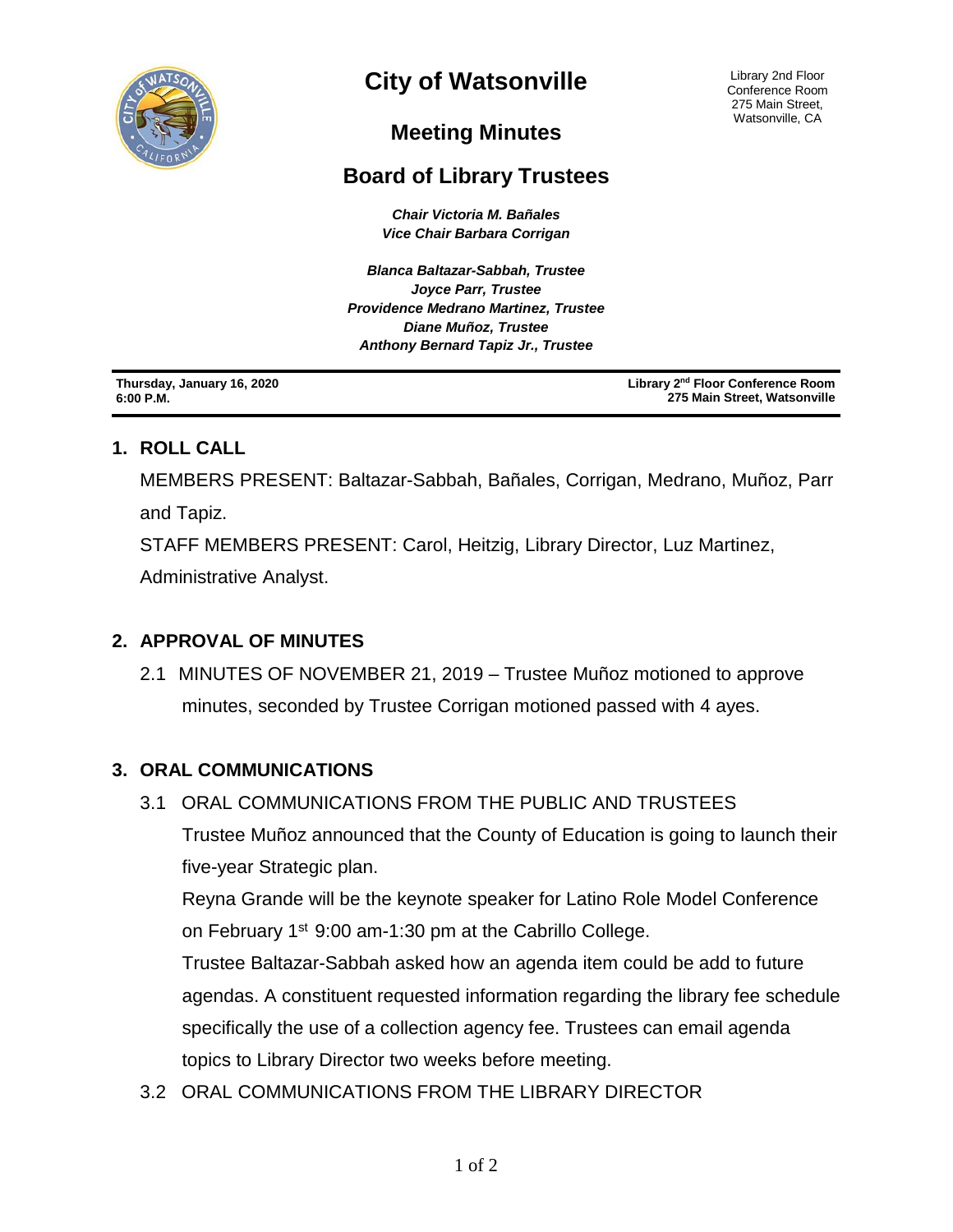# City of Watsonville

Library 2nd Floor Conference Room
275 Main Street,
Watsonville, CA

## Meeting Minutes

## Board of Library Trustees

***Chair Victoria M. Bañales***
***Vice Chair Barbara Corrigan***

***Blanca Baltazar-Sabbah, Trustee***
***Joyce Parr, Trustee***
***Providence Medrano Martinez, Trustee***
***Diane Muñoz, Trustee***
***Anthony Bernard Tapiz Jr., Trustee***

---

**Thursday, January 16, 2020**
**6:00 P.M.**

**Library 2nd Floor Conference Room**
**275 Main Street, Watsonville**

---

### 1. ROLL CALL

MEMBERS PRESENT: Baltazar-Sabbah, Bañales, Corrigan, Medrano, Muñoz, Parr and Tapiz.

STAFF MEMBERS PRESENT: Carol, Heitzig, Library Director, Luz Martinez, Administrative Analyst.

### 2. APPROVAL OF MINUTES

2.1 MINUTES OF NOVEMBER 21, 2019 – Trustee Muñoz motioned to approve minutes, seconded by Trustee Corrigan motioned passed with 4 ayes.

### 3. ORAL COMMUNICATIONS

3.1 ORAL COMMUNICATIONS FROM THE PUBLIC AND TRUSTEES

Trustee Muñoz announced that the County of Education is going to launch their five-year Strategic plan.

Reyna Grande will be the keynote speaker for Latino Role Model Conference on February 1st 9:00 am-1:30 pm at the Cabrillo College.

Trustee Baltazar-Sabbah asked how an agenda item could be add to future agendas. A constituent requested information regarding the library fee schedule specifically the use of a collection agency fee. Trustees can email agenda topics to Library Director two weeks before meeting.

3.2 ORAL COMMUNICATIONS FROM THE LIBRARY DIRECTOR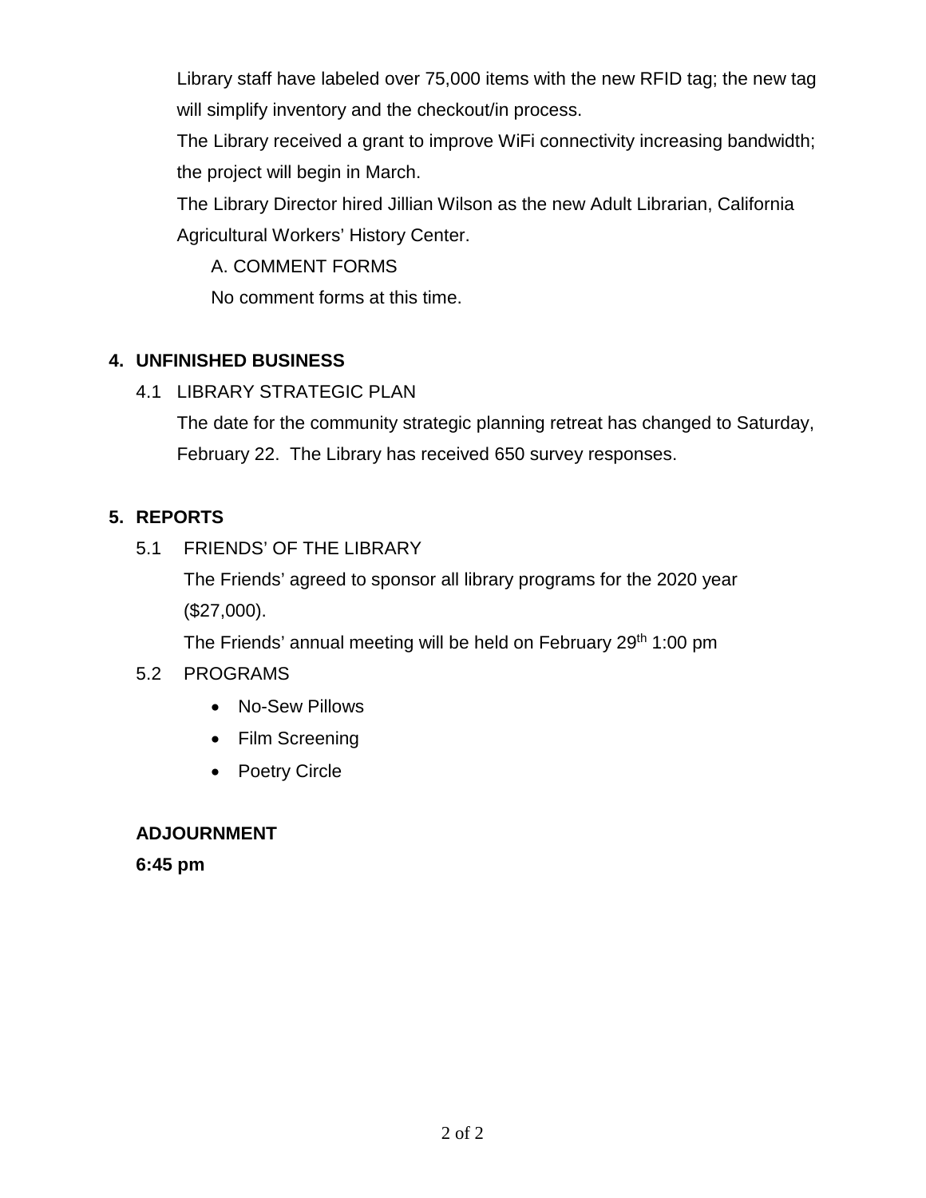Library staff have labeled over 75,000 items with the new RFID tag; the new tag will simplify inventory and the checkout/in process.

The Library received a grant to improve WiFi connectivity increasing bandwidth; the project will begin in March.

The Library Director hired Jillian Wilson as the new Adult Librarian, California Agricultural Workers' History Center.

A. COMMENT FORMS

No comment forms at this time.

**4. UNFINISHED BUSINESS**

4.1 LIBRARY STRATEGIC PLAN

The date for the community strategic planning retreat has changed to Saturday, February 22. The Library has received 650 survey responses.

**5. REPORTS**

5.1 FRIENDS' OF THE LIBRARY

The Friends' agreed to sponsor all library programs for the 2020 year ($27,000).

The Friends' annual meeting will be held on February 29th 1:00 pm

5.2 PROGRAMS

- No-Sew Pillows
- Film Screening
- Poetry Circle

**ADJOURNMENT**

**6:45 pm**